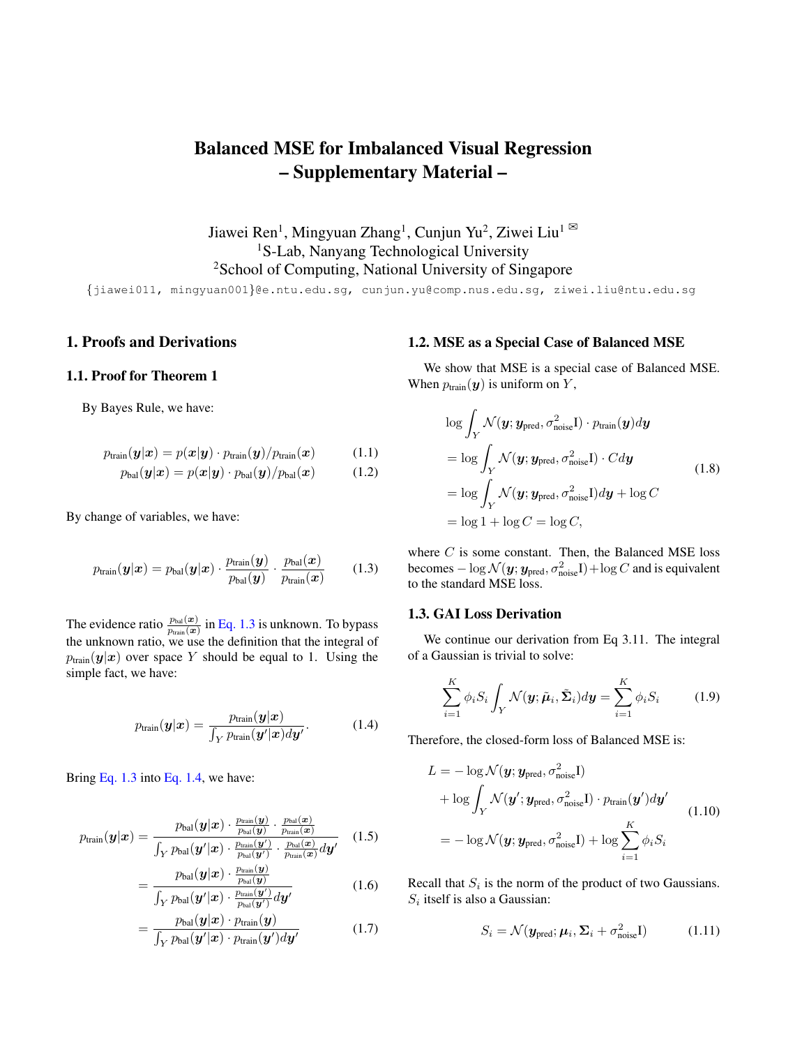# Balanced MSE for Imbalanced Visual Regression
# – Supplementary Material –

Jiawei Ren[1], Mingyuan Zhang[1], Cunjun Yu[2], Ziwei Liu[1] ✉

[1]S-Lab, Nanyang Technological University

[2]School of Computing, National University of Singapore

{jiawei011, mingyuan001}@e.ntu.edu.sg, cunjun.yu@comp.nus.edu.sg, ziwei.liu@ntu.edu.sg

## 1. Proofs and Derivations

### 1.1. Proof for Theorem 1

By Bayes Rule, we have:

$$p_{\text{train}}(\boldsymbol{y}|\boldsymbol{x}) = p(\boldsymbol{x}|\boldsymbol{y}) \cdot p_{\text{train}}(\boldsymbol{y}) / p_{\text{train}}(\boldsymbol{x}) \tag{1.1}$$

$$p_{\text{bal}}(\boldsymbol{y}|\boldsymbol{x}) = p(\boldsymbol{x}|\boldsymbol{y}) \cdot p_{\text{bal}}(\boldsymbol{y}) / p_{\text{bal}}(\boldsymbol{x}) \tag{1.2}$$

By change of variables, we have:

$$p_{\text{train}}(\boldsymbol{y}|\boldsymbol{x}) = p_{\text{bal}}(\boldsymbol{y}|\boldsymbol{x}) \cdot \frac{p_{\text{train}}(\boldsymbol{y})}{p_{\text{bal}}(\boldsymbol{y})} \cdot \frac{p_{\text{bal}}(\boldsymbol{x})}{p_{\text{train}}(\boldsymbol{x})} \tag{1.3}$$

The evidence ratio $\frac{p_{\text{bal}}(\boldsymbol{x})}{p_{\text{train}}(\boldsymbol{x})}$ in Eq. 1.3 is unknown. To bypass the unknown ratio, we use the definition that the integral of $p_{\text{train}}(\boldsymbol{y}|\boldsymbol{x})$ over space $Y$ should be equal to 1. Using the simple fact, we have:

$$p_{\text{train}}(\boldsymbol{y}|\boldsymbol{x}) = \frac{p_{\text{train}}(\boldsymbol{y}|\boldsymbol{x})}{\int_Y p_{\text{train}}(\boldsymbol{y}'|\boldsymbol{x}) d\boldsymbol{y}'}. \tag{1.4}$$

Bring Eq. 1.3 into Eq. 1.4, we have:

$$p_{\text{train}}(\boldsymbol{y}|\boldsymbol{x}) = \frac{p_{\text{bal}}(\boldsymbol{y}|\boldsymbol{x}) \cdot \frac{p_{\text{train}}(\boldsymbol{y})}{p_{\text{bal}}(\boldsymbol{y})} \cdot \frac{p_{\text{bal}}(\boldsymbol{x})}{p_{\text{train}}(\boldsymbol{x})}}{\int_Y p_{\text{bal}}(\boldsymbol{y}'|\boldsymbol{x}) \cdot \frac{p_{\text{train}}(\boldsymbol{y}')}{p_{\text{bal}}(\boldsymbol{y}')} \cdot \frac{p_{\text{bal}}(\boldsymbol{x})}{p_{\text{train}}(\boldsymbol{x})} d\boldsymbol{y}'} \tag{1.5}$$

$$= \frac{p_{\text{bal}}(\boldsymbol{y}|\boldsymbol{x}) \cdot \frac{p_{\text{train}}(\boldsymbol{y})}{p_{\text{bal}}(\boldsymbol{y})}}{\int_Y p_{\text{bal}}(\boldsymbol{y}'|\boldsymbol{x}) \cdot \frac{p_{\text{train}}(\boldsymbol{y}')}{p_{\text{bal}}(\boldsymbol{y}')} d\boldsymbol{y}'} \tag{1.6}$$

$$= \frac{p_{\text{bal}}(\boldsymbol{y}|\boldsymbol{x}) \cdot p_{\text{train}}(\boldsymbol{y})}{\int_Y p_{\text{bal}}(\boldsymbol{y}'|\boldsymbol{x}) \cdot p_{\text{train}}(\boldsymbol{y}') d\boldsymbol{y}'} \tag{1.7}$$

### 1.2. MSE as a Special Case of Balanced MSE

We show that MSE is a special case of Balanced MSE. When $p_{\text{train}}(\boldsymbol{y})$ is uniform on $Y$,

$$\begin{aligned}
&\log \int_Y \mathcal{N}(\boldsymbol{y}; \boldsymbol{y}_{\text{pred}}, \sigma_{\text{noise}}^2 \mathrm{I}) \cdot p_{\text{train}}(\boldsymbol{y}) d\boldsymbol{y} \\
&= \log \int_Y \mathcal{N}(\boldsymbol{y}; \boldsymbol{y}_{\text{pred}}, \sigma_{\text{noise}}^2 \mathrm{I}) \cdot C d\boldsymbol{y} \\
&= \log \int_Y \mathcal{N}(\boldsymbol{y}; \boldsymbol{y}_{\text{pred}}, \sigma_{\text{noise}}^2 \mathrm{I}) d\boldsymbol{y} + \log C \\
&= \log 1 + \log C = \log C,
\end{aligned} \tag{1.8}$$

where $C$ is some constant. Then, the Balanced MSE loss becomes $-\log \mathcal{N}(\boldsymbol{y}; \boldsymbol{y}_{\text{pred}}, \sigma_{\text{noise}}^2 \mathrm{I}) + \log C$ and is equivalent to the standard MSE loss.

### 1.3. GAI Loss Derivation

We continue our derivation from Eq 3.11. The integral of a Gaussian is trivial to solve:

$$\sum_{i=1}^{K} \phi_i S_i \int_Y \mathcal{N}(\boldsymbol{y}; \tilde{\boldsymbol{\mu}}_i, \tilde{\boldsymbol{\Sigma}}_i) d\boldsymbol{y} = \sum_{i=1}^{K} \phi_i S_i \tag{1.9}$$

Therefore, the closed-form loss of Balanced MSE is:

$$\begin{aligned}
L &= -\log \mathcal{N}(\boldsymbol{y}; \boldsymbol{y}_{\text{pred}}, \sigma_{\text{noise}}^2 \mathrm{I}) \\
&\quad + \log \int_Y \mathcal{N}(\boldsymbol{y}'; \boldsymbol{y}_{\text{pred}}, \sigma_{\text{noise}}^2 \mathrm{I}) \cdot p_{\text{train}}(\boldsymbol{y}') d\boldsymbol{y}' \\
&= -\log \mathcal{N}(\boldsymbol{y}; \boldsymbol{y}_{\text{pred}}, \sigma_{\text{noise}}^2 \mathrm{I}) + \log \sum_{i=1}^{K} \phi_i S_i
\end{aligned} \tag{1.10}$$

Recall that $S_i$ is the norm of the product of two Gaussians. $S_i$ itself is also a Gaussian:

$$S_i = \mathcal{N}(\boldsymbol{y}_{\text{pred}}; \boldsymbol{\mu}_i, \boldsymbol{\Sigma}_i + \sigma_{\text{noise}}^2 \mathrm{I}) \tag{1.11}$$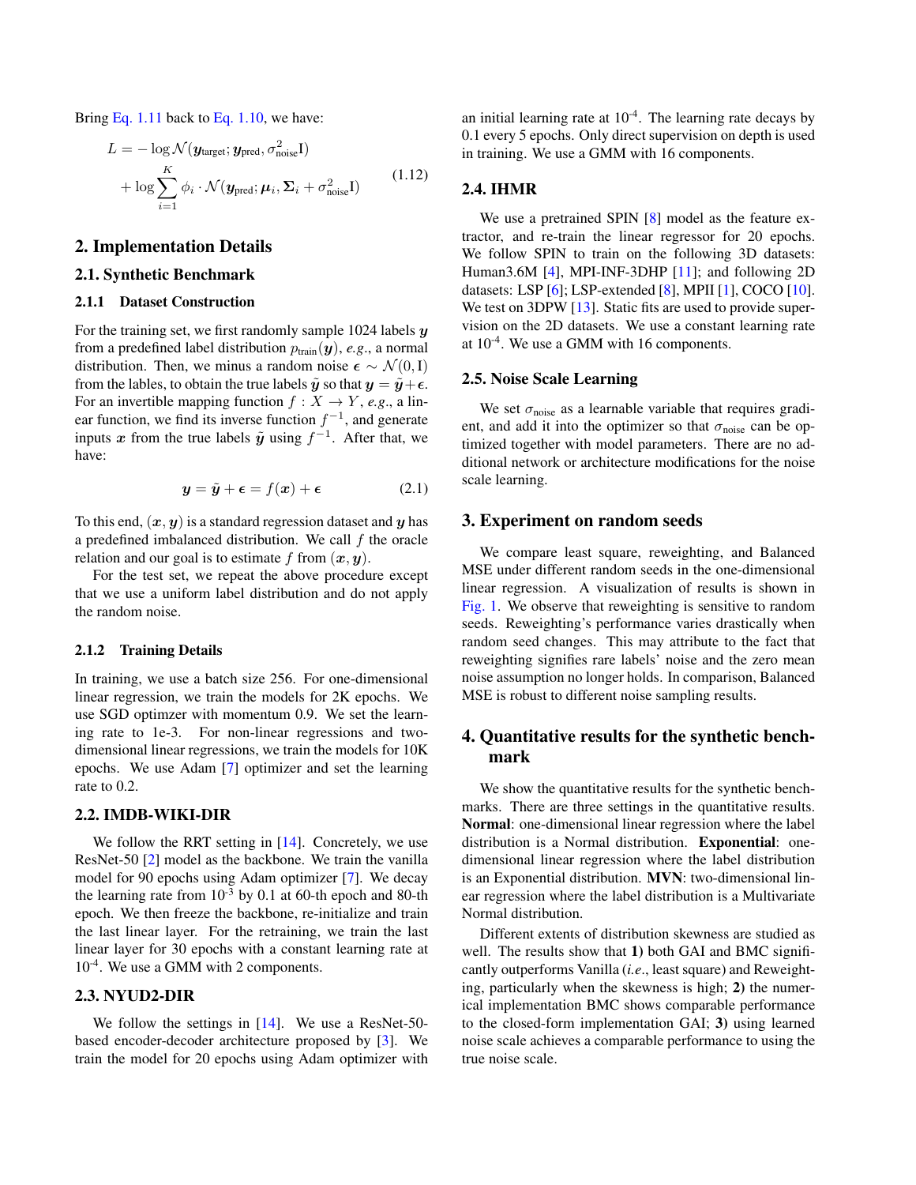Bring Eq. 1.11 back to Eq. 1.10, we have:

$$
\begin{aligned}
L = & -\log \mathcal{N}(\boldsymbol{y}_{\text{target}}; \boldsymbol{y}_{\text{pred}}, \sigma_{\text{noise}}^2 \mathrm{I}) \\
& + \log \sum_{i=1}^{K} \phi_i \cdot \mathcal{N}(\boldsymbol{y}_{\text{pred}}; \boldsymbol{\mu}_i, \boldsymbol{\Sigma}_i + \sigma_{\text{noise}}^2 \mathrm{I})
\end{aligned} \tag{1.12}
$$

## 2. Implementation Details

### 2.1. Synthetic Benchmark

#### 2.1.1 Dataset Construction

For the training set, we first randomly sample 1024 labels $\boldsymbol{y}$ from a predefined label distribution $p_{\text{train}}(\boldsymbol{y})$, *e.g.*, a normal distribution. Then, we minus a random noise $\boldsymbol{\epsilon} \sim \mathcal{N}(0, \mathrm{I})$ from the lables, to obtain the true labels $\tilde{\boldsymbol{y}}$ so that $\boldsymbol{y} = \tilde{\boldsymbol{y}} + \boldsymbol{\epsilon}$. For an invertible mapping function $f: X \rightarrow Y$, *e.g.*, a linear function, we find its inverse function $f^{-1}$, and generate inputs $\boldsymbol{x}$ from the true labels $\tilde{\boldsymbol{y}}$ using $f^{-1}$. After that, we have:

$$
\boldsymbol{y} = \tilde{\boldsymbol{y}} + \boldsymbol{\epsilon} = f(\boldsymbol{x}) + \boldsymbol{\epsilon} \tag{2.1}
$$

To this end, $(\boldsymbol{x}, \boldsymbol{y})$ is a standard regression dataset and $\boldsymbol{y}$ has a predefined imbalanced distribution. We call $f$ the oracle relation and our goal is to estimate $f$ from $(\boldsymbol{x}, \boldsymbol{y})$.

For the test set, we repeat the above procedure except that we use a uniform label distribution and do not apply the random noise.

#### 2.1.2 Training Details

In training, we use a batch size 256. For one-dimensional linear regression, we train the models for 2K epochs. We use SGD optimzer with momentum 0.9. We set the learning rate to 1e-3. For non-linear regressions and two-dimensional linear regressions, we train the models for 10K epochs. We use Adam [7] optimizer and set the learning rate to 0.2.

### 2.2. IMDB-WIKI-DIR

We follow the RRT setting in [14]. Concretely, we use ResNet-50 [2] model as the backbone. We train the vanilla model for 90 epochs using Adam optimizer [7]. We decay the learning rate from $10^{-3}$ by 0.1 at 60-th epoch and 80-th epoch. We then freeze the backbone, re-initialize and train the last linear layer. For the retraining, we train the last linear layer for 30 epochs with a constant learning rate at $10^{-4}$. We use a GMM with 2 components.

### 2.3. NYUD2-DIR

We follow the settings in [14]. We use a ResNet-50-based encoder-decoder architecture proposed by [3]. We train the model for 20 epochs using Adam optimizer with an initial learning rate at $10^{-4}$. The learning rate decays by 0.1 every 5 epochs. Only direct supervision on depth is used in training. We use a GMM with 16 components.

### 2.4. IHMR

We use a pretrained SPIN [8] model as the feature extractor, and re-train the linear regressor for 20 epochs. We follow SPIN to train on the following 3D datasets: Human3.6M [4], MPI-INF-3DHP [11]; and following 2D datasets: LSP [6]; LSP-extended [8], MPII [1], COCO [10]. We test on 3DPW [13]. Static fits are used to provide supervision on the 2D datasets. We use a constant learning rate at $10^{-4}$. We use a GMM with 16 components.

### 2.5. Noise Scale Learning

We set $\sigma_{\text{noise}}$ as a learnable variable that requires gradient, and add it into the optimizer so that $\sigma_{\text{noise}}$ can be optimized together with model parameters. There are no additional network or architecture modifications for the noise scale learning.

## 3. Experiment on random seeds

We compare least square, reweighting, and Balanced MSE under different random seeds in the one-dimensional linear regression. A visualization of results is shown in Fig. 1. We observe that reweighting is sensitive to random seeds. Reweighting's performance varies drastically when random seed changes. This may attribute to the fact that reweighting signifies rare labels' noise and the zero mean noise assumption no longer holds. In comparison, Balanced MSE is robust to different noise sampling results.

## 4. Quantitative results for the synthetic benchmark

We show the quantitative results for the synthetic benchmarks. There are three settings in the quantitative results. **Normal**: one-dimensional linear regression where the label distribution is a Normal distribution. **Exponential**: one-dimensional linear regression where the label distribution is an Exponential distribution. **MVN**: two-dimensional linear regression where the label distribution is a Multivariate Normal distribution.

Different extents of distribution skewness are studied as well. The results show that **1)** both GAI and BMC significantly outperforms Vanilla (*i.e.*, least square) and Reweighting, particularly when the skewness is high; **2)** the numerical implementation BMC shows comparable performance to the closed-form implementation GAI; **3)** using learned noise scale achieves a comparable performance to using the true noise scale.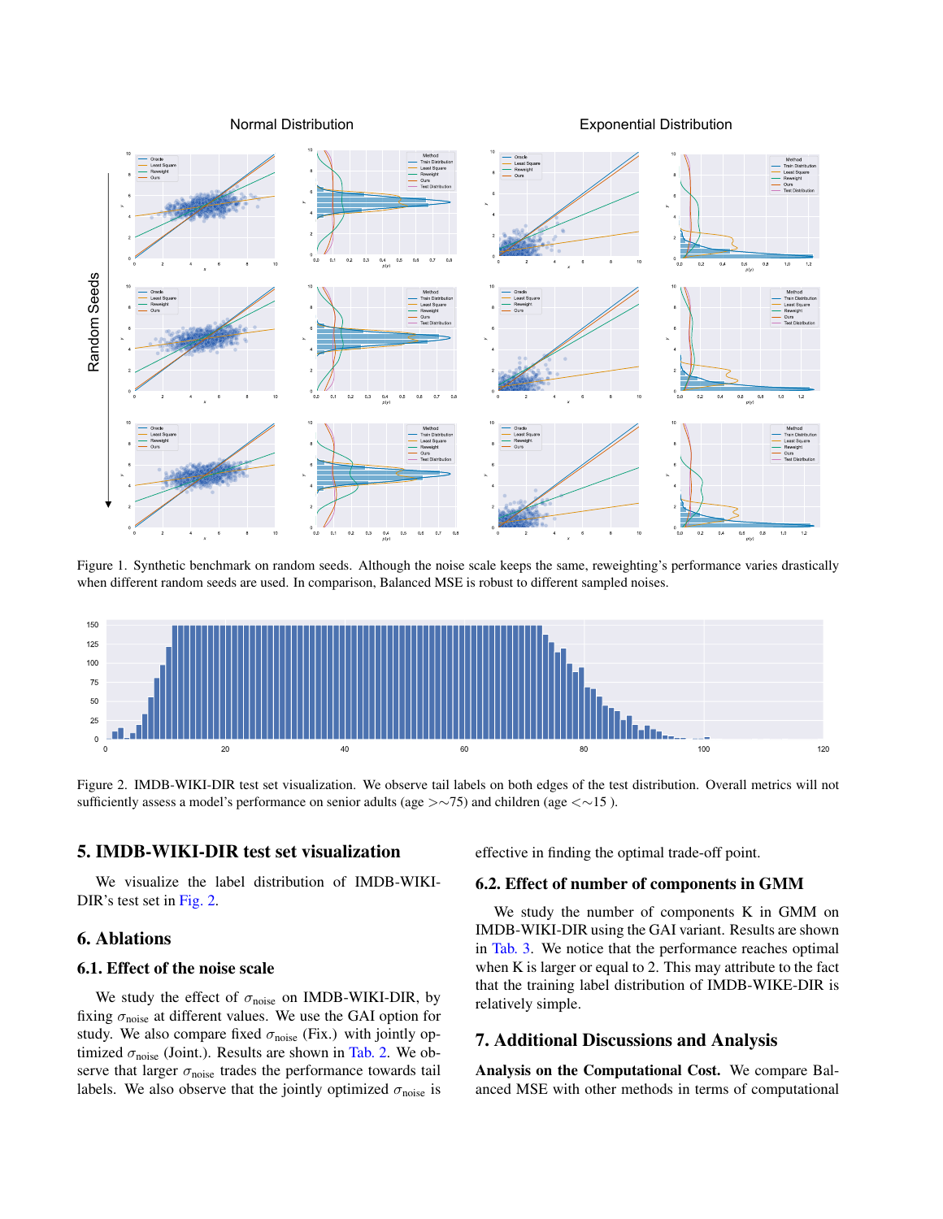Figure 1. Synthetic benchmark on random seeds. Although the noise scale keeps the same, reweighting's performance varies drastically when different random seeds are used. In comparison, Balanced MSE is robust to different sampled noises.

Figure 2. IMDB-WIKI-DIR test set visualization. We observe tail labels on both edges of the test distribution. Overall metrics will not sufficiently assess a model's performance on senior adults (age $>\sim 75$) and children (age $<\sim 15$ ).

## 5. IMDB-WIKI-DIR test set visualization

We visualize the label distribution of IMDB-WIKI-DIR's test set in Fig. 2.

## 6. Ablations

### 6.1. Effect of the noise scale

We study the effect of $\sigma_{\text{noise}}$ on IMDB-WIKI-DIR, by fixing $\sigma_{\text{noise}}$ at different values. We use the GAI option for study. We also compare fixed $\sigma_{\text{noise}}$ (Fix.) with jointly optimized $\sigma_{\text{noise}}$ (Joint.). Results are shown in Tab. 2. We observe that larger $\sigma_{\text{noise}}$ trades the performance towards tail labels. We also observe that the jointly optimized $\sigma_{\text{noise}}$ is effective in finding the optimal trade-off point.

### 6.2. Effect of number of components in GMM

We study the number of components K in GMM on IMDB-WIKI-DIR using the GAI variant. Results are shown in Tab. 3. We notice that the performance reaches optimal when K is larger or equal to 2. This may attribute to the fact that the training label distribution of IMDB-WIKE-DIR is relatively simple.

## 7. Additional Discussions and Analysis

**Analysis on the Computational Cost.** We compare Balanced MSE with other methods in terms of computational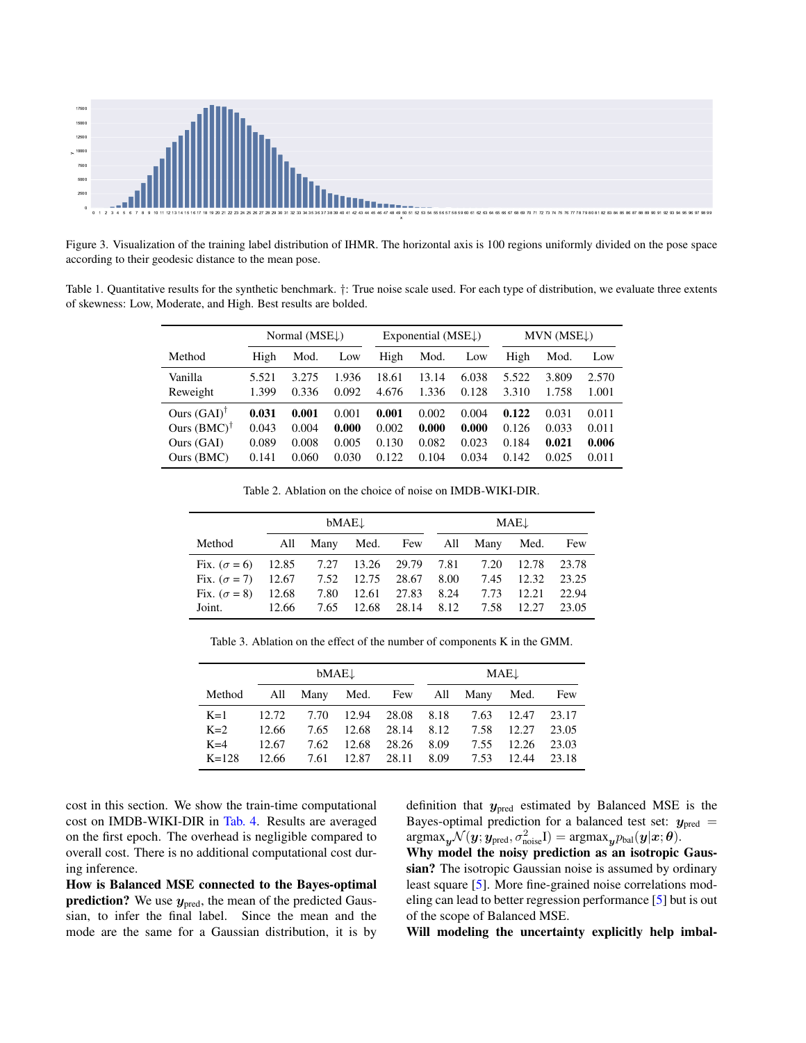Figure 3. Visualization of the training label distribution of IHMR. The horizontal axis is 100 regions uniformly divided on the pose space according to their geodesic distance to the mean pose.

Table 1. Quantitative results for the synthetic benchmark. †: True noise scale used. For each type of distribution, we evaluate three extents of skewness: Low, Moderate, and High. Best results are bolded.

| | Normal (MSE↓) | | | Exponential (MSE↓) | | | MVN (MSE↓) | | |
|---|---|---|---|---|---|---|---|---|---|
| Method | High | Mod. | Low | High | Mod. | Low | High | Mod. | Low |
| Vanilla | 5.521 | 3.275 | 1.936 | 18.61 | 13.14 | 6.038 | 5.522 | 3.809 | 2.570 |
| Reweight | 1.399 | 0.336 | 0.092 | 4.676 | 1.336 | 0.128 | 3.310 | 1.758 | 1.001 |
| Ours (GAI)† | **0.031** | **0.001** | 0.001 | **0.001** | 0.002 | 0.004 | **0.122** | 0.031 | 0.011 |
| Ours (BMC)† | 0.043 | 0.004 | **0.000** | 0.002 | **0.000** | **0.000** | 0.126 | 0.033 | 0.011 |
| Ours (GAI) | 0.089 | 0.008 | 0.005 | 0.130 | 0.082 | 0.023 | 0.184 | **0.021** | **0.006** |
| Ours (BMC) | 0.141 | 0.060 | 0.030 | 0.122 | 0.104 | 0.034 | 0.142 | 0.025 | 0.011 |

Table 2. Ablation on the choice of noise on IMDB-WIKI-DIR.

| | bMAE↓ | | | | MAE↓ | | | |
|---|---|---|---|---|---|---|---|---|
| Method | All | Many | Med. | Few | All | Many | Med. | Few |
| Fix. ($\sigma = 6$) | 12.85 | 7.27 | 13.26 | 29.79 | 7.81 | 7.20 | 12.78 | 23.78 |
| Fix. ($\sigma = 7$) | 12.67 | 7.52 | 12.75 | 28.67 | 8.00 | 7.45 | 12.32 | 23.25 |
| Fix. ($\sigma = 8$) | 12.68 | 7.80 | 12.61 | 27.83 | 8.24 | 7.73 | 12.21 | 22.94 |
| Joint. | 12.66 | 7.65 | 12.68 | 28.14 | 8.12 | 7.58 | 12.27 | 23.05 |

Table 3. Ablation on the effect of the number of components K in the GMM.

| | bMAE↓ | | | | MAE↓ | | | |
|---|---|---|---|---|---|---|---|---|
| Method | All | Many | Med. | Few | All | Many | Med. | Few |
| K=1 | 12.72 | 7.70 | 12.94 | 28.08 | 8.18 | 7.63 | 12.47 | 23.17 |
| K=2 | 12.66 | 7.65 | 12.68 | 28.14 | 8.12 | 7.58 | 12.27 | 23.05 |
| K=4 | 12.67 | 7.62 | 12.68 | 28.26 | 8.09 | 7.55 | 12.26 | 23.03 |
| K=128 | 12.66 | 7.61 | 12.87 | 28.11 | 8.09 | 7.53 | 12.44 | 23.18 |

cost in this section. We show the train-time computational cost on IMDB-WIKI-DIR in Tab. 4. Results are averaged on the first epoch. The overhead is negligible compared to overall cost. There is no additional computational cost during inference.

**How is Balanced MSE connected to the Bayes-optimal prediction?** We use $\boldsymbol{y}_{\text{pred}}$, the mean of the predicted Gaussian, to infer the final label. Since the mean and the mode are the same for a Gaussian distribution, it is by definition that $\boldsymbol{y}_{\text{pred}}$ estimated by Balanced MSE is the Bayes-optimal prediction for a balanced test set: $\boldsymbol{y}_{\text{pred}} = \text{argmax}_{\boldsymbol{y}}\mathcal{N}(\boldsymbol{y}; \boldsymbol{y}_{\text{pred}}, \sigma^2_{\text{noise}}\text{I}) = \text{argmax}_{\boldsymbol{y}} p_{\text{bal}}(\boldsymbol{y}|\boldsymbol{x}; \boldsymbol{\theta})$.

**Why model the noisy prediction as an isotropic Gaussian?** The isotropic Gaussian noise is assumed by ordinary least square [5]. More fine-grained noise correlations modeling can lead to better regression performance [5] but is out of the scope of Balanced MSE.

**Will modeling the uncertainty explicitly help imbal-**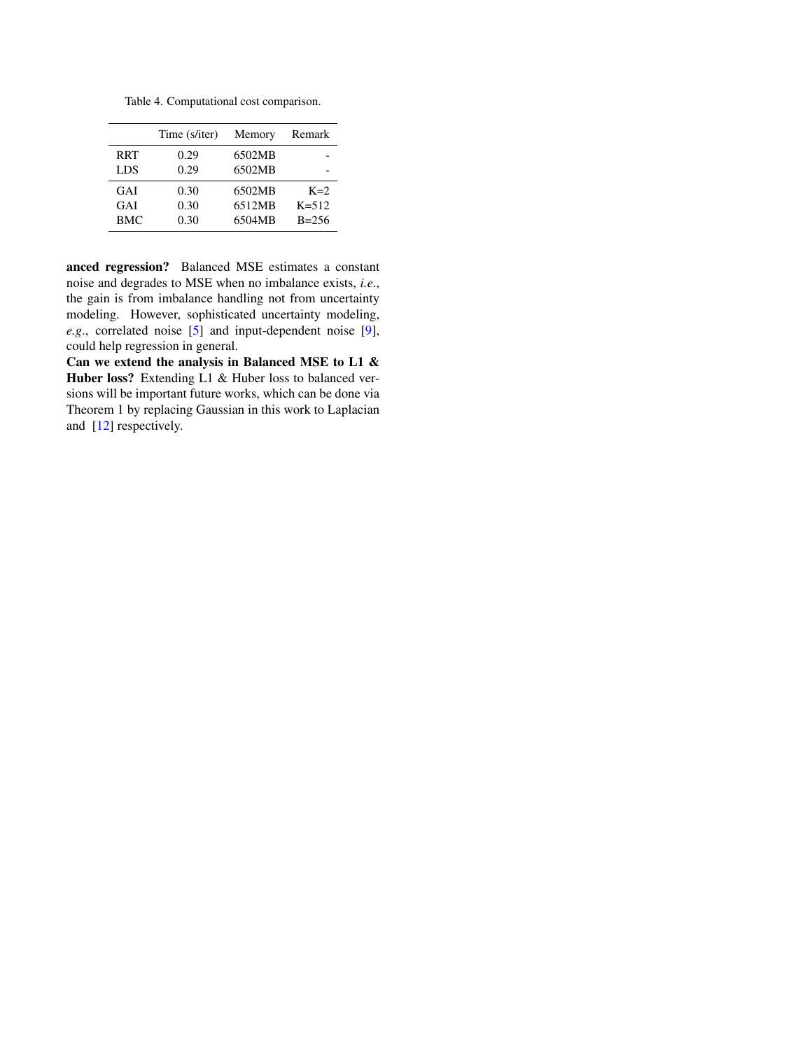Table 4. Computational cost comparison.

| | Time (s/iter) | Memory | Remark |
|---|---|---|---|
| RRT | 0.29 | 6502MB | - |
| LDS | 0.29 | 6502MB | - |
| GAI | 0.30 | 6502MB | K=2 |
| GAI | 0.30 | 6512MB | K=512 |
| BMC | 0.30 | 6504MB | B=256 |

**anced regression?** Balanced MSE estimates a constant noise and degrades to MSE when no imbalance exists, *i.e*., the gain is from imbalance handling not from uncertainty modeling. However, sophisticated uncertainty modeling, *e.g*., correlated noise [5] and input-dependent noise [9], could help regression in general.

**Can we extend the analysis in Balanced MSE to L1 & Huber loss?** Extending L1 & Huber loss to balanced versions will be important future works, which can be done via Theorem 1 by replacing Gaussian in this work to Laplacian and [12] respectively.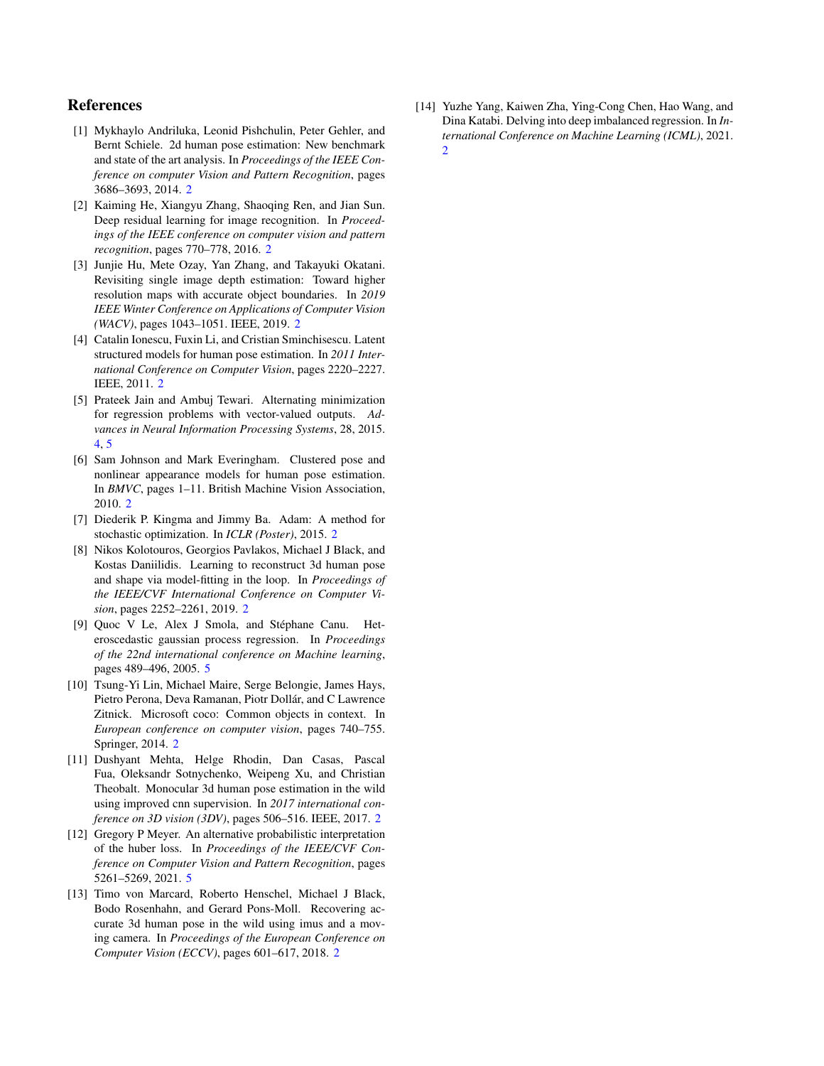## References

[1] Mykhaylo Andriluka, Leonid Pishchulin, Peter Gehler, and Bernt Schiele. 2d human pose estimation: New benchmark and state of the art analysis. In *Proceedings of the IEEE Conference on computer Vision and Pattern Recognition*, pages 3686–3693, 2014. 2

[2] Kaiming He, Xiangyu Zhang, Shaoqing Ren, and Jian Sun. Deep residual learning for image recognition. In *Proceedings of the IEEE conference on computer vision and pattern recognition*, pages 770–778, 2016. 2

[3] Junjie Hu, Mete Ozay, Yan Zhang, and Takayuki Okatani. Revisiting single image depth estimation: Toward higher resolution maps with accurate object boundaries. In *2019 IEEE Winter Conference on Applications of Computer Vision (WACV)*, pages 1043–1051. IEEE, 2019. 2

[4] Catalin Ionescu, Fuxin Li, and Cristian Sminchisescu. Latent structured models for human pose estimation. In *2011 International Conference on Computer Vision*, pages 2220–2227. IEEE, 2011. 2

[5] Prateek Jain and Ambuj Tewari. Alternating minimization for regression problems with vector-valued outputs. *Advances in Neural Information Processing Systems*, 28, 2015. 4, 5

[6] Sam Johnson and Mark Everingham. Clustered pose and nonlinear appearance models for human pose estimation. In *BMVC*, pages 1–11. British Machine Vision Association, 2010. 2

[7] Diederik P. Kingma and Jimmy Ba. Adam: A method for stochastic optimization. In *ICLR (Poster)*, 2015. 2

[8] Nikos Kolotouros, Georgios Pavlakos, Michael J Black, and Kostas Daniilidis. Learning to reconstruct 3d human pose and shape via model-fitting in the loop. In *Proceedings of the IEEE/CVF International Conference on Computer Vision*, pages 2252–2261, 2019. 2

[9] Quoc V Le, Alex J Smola, and Stéphane Canu. Heteroscedastic gaussian process regression. In *Proceedings of the 22nd international conference on Machine learning*, pages 489–496, 2005. 5

[10] Tsung-Yi Lin, Michael Maire, Serge Belongie, James Hays, Pietro Perona, Deva Ramanan, Piotr Dollár, and C Lawrence Zitnick. Microsoft coco: Common objects in context. In *European conference on computer vision*, pages 740–755. Springer, 2014. 2

[11] Dushyant Mehta, Helge Rhodin, Dan Casas, Pascal Fua, Oleksandr Sotnychenko, Weipeng Xu, and Christian Theobalt. Monocular 3d human pose estimation in the wild using improved cnn supervision. In *2017 international conference on 3D vision (3DV)*, pages 506–516. IEEE, 2017. 2

[12] Gregory P Meyer. An alternative probabilistic interpretation of the huber loss. In *Proceedings of the IEEE/CVF Conference on Computer Vision and Pattern Recognition*, pages 5261–5269, 2021. 5

[13] Timo von Marcard, Roberto Henschel, Michael J Black, Bodo Rosenhahn, and Gerard Pons-Moll. Recovering accurate 3d human pose in the wild using imus and a moving camera. In *Proceedings of the European Conference on Computer Vision (ECCV)*, pages 601–617, 2018. 2

[14] Yuzhe Yang, Kaiwen Zha, Ying-Cong Chen, Hao Wang, and Dina Katabi. Delving into deep imbalanced regression. In *International Conference on Machine Learning (ICML)*, 2021. 2